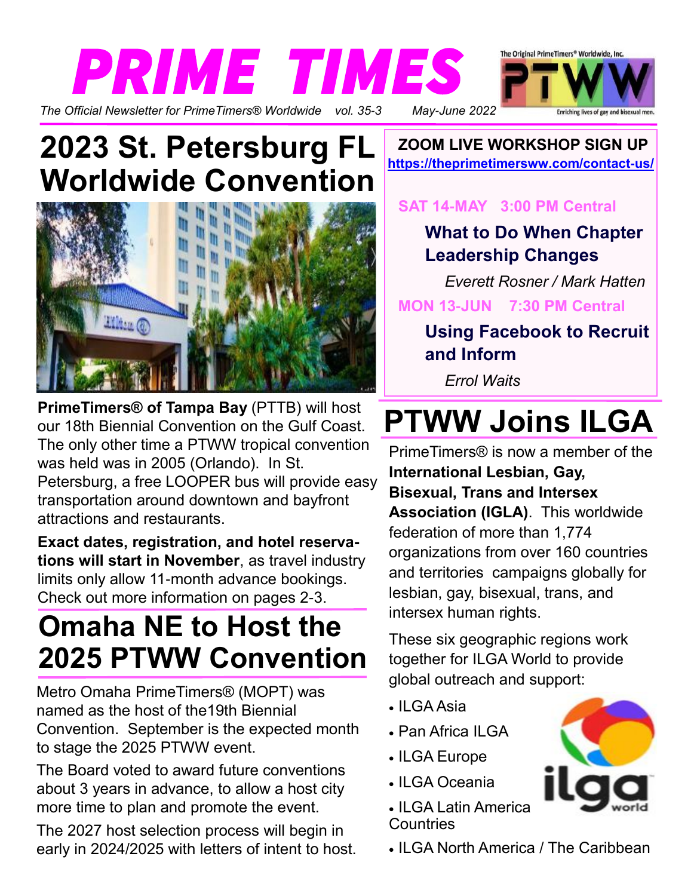# PRIME TIMES

*The Official Newsletter for PrimeTimers® Worldwide vol. 35-3 May-June 2022*

The Original PrimeTimers® Worldwide, Inc.

PTWW

Enriching lives of gay and bisexual men.

## 2023 St. Petersburg FL Worldwide Convention

**PrimeTimers® of Tampa Bay** (PTTB) will host our 18th Biennial Convention on the Gulf Coast. The only other time a PTWW tropical convention was held was in 2005 (Orlando). In St. Petersburg, a free LOOPER bus will provide easy transportation around downtown and bayfront attractions and restaurants.

**Exact dates, registration, and hotel reservations will start in November**, as travel industry limits only allow 11-month advance bookings. Check out more information on pages 2-3.

## Omaha NE to Host the 2025 PTWW Convention

Metro Omaha PrimeTimers® (MOPT) was named as the host of the19th Biennial Convention. September is the expected month to stage the 2025 PTWW event.

The Board voted to award future conventions about 3 years in advance, to allow a host city more time to plan and promote the event.

The 2027 host selection process will begin in early in 2024/2025 with letters of intent to host.

**ZOOM LIVE WORKSHOP SIGN UP**
**https://theprimetimersww.com/contact-us/**

**SAT 14-MAY 3:00 PM Central**

**What to Do When Chapter Leadership Changes**

*Everett Rosner / Mark Hatten*

**MON 13-JUN 7:30 PM Central**

**Using Facebook to Recruit and Inform**

*Errol Waits*

## PTWW Joins ILGA

PrimeTimers® is now a member of the **International Lesbian, Gay, Bisexual, Trans and Intersex Association (IGLA)**. This worldwide federation of more than 1,774 organizations from over 160 countries and territories campaigns globally for lesbian, gay, bisexual, trans, and intersex human rights.

These six geographic regions work together for ILGA World to provide global outreach and support:

- ILGA Asia
- Pan Africa ILGA
- ILGA Europe
- ILGA Oceania
- ILGA Latin America Countries
- ILGA North America / The Caribbean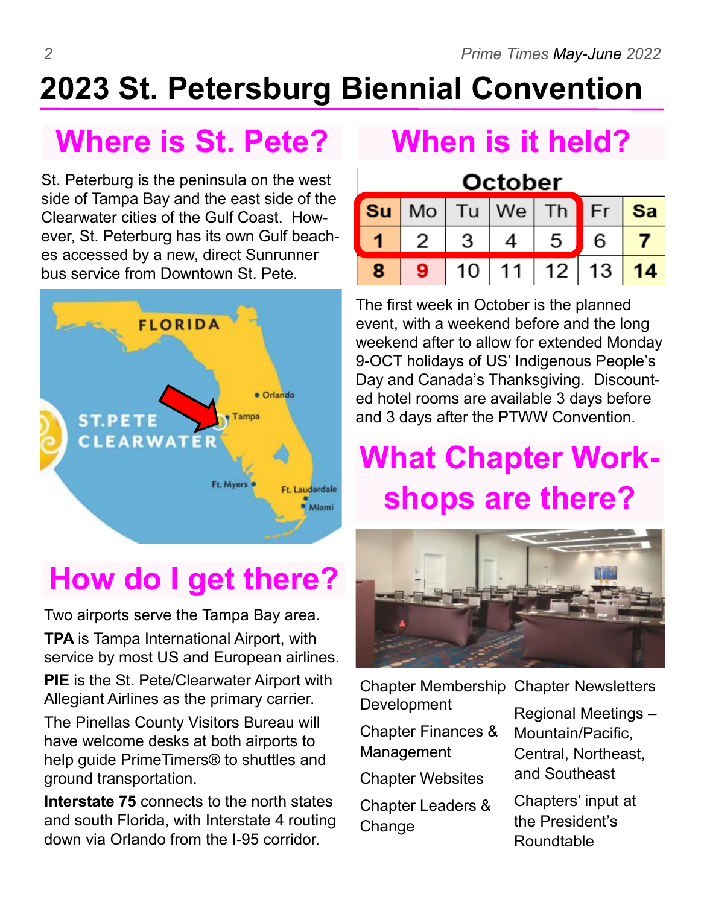# 2023 St. Petersburg Biennial Convention

## Where is St. Pete?

St. Peterburg is the peninsula on the west side of Tampa Bay and the east side of the Clearwater cities of the Gulf Coast. However, St. Peterburg has its own Gulf beaches accessed by a new, direct Sunrunner bus service from Downtown St. Pete.

## How do I get there?

Two airports serve the Tampa Bay area.

**TPA** is Tampa International Airport, with service by most US and European airlines.

**PIE** is the St. Pete/Clearwater Airport with Allegiant Airlines as the primary carrier.

The Pinellas County Visitors Bureau will have welcome desks at both airports to help guide PrimeTimers® to shuttles and ground transportation.

**Interstate 75** connects to the north states and south Florida, with Interstate 4 routing down via Orlando from the I-95 corridor.

## When is it held?

October

| Su | Mo | Tu | We | Th | Fr | Sa |
|---|---|---|---|---|---|---|
| 1 | 2 | 3 | 4 | 5 | 6 | 7 |
| 8 | 9 | 10 | 11 | 12 | 13 | 14 |

The first week in October is the planned event, with a weekend before and the long weekend after to allow for extended Monday 9-OCT holidays of US' Indigenous People's Day and Canada's Thanksgiving. Discounted hotel rooms are available 3 days before and 3 days after the PTWW Convention.

## What Chapter Workshops are there?

- Chapter Membership Development
- Chapter Finances & Management
- Chapter Websites
- Chapter Leaders & Change
- Chapter Newsletters
- Regional Meetings – Mountain/Pacific, Central, Northeast, and Southeast
- Chapters' input at the President's Roundtable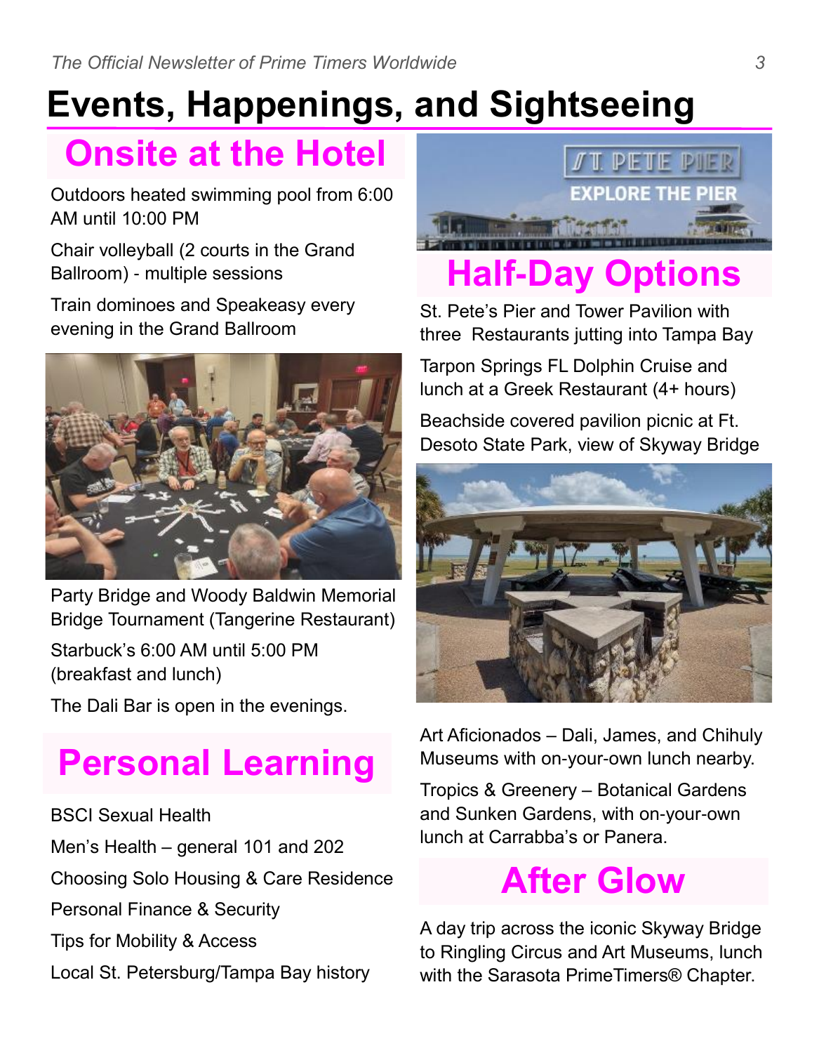# Events, Happenings, and Sightseeing

## Onsite at the Hotel

Outdoors heated swimming pool from 6:00 AM until 10:00 PM

Chair volleyball (2 courts in the Grand Ballroom) - multiple sessions

Train dominoes and Speakeasy every evening in the Grand Ballroom

Party Bridge and Woody Baldwin Memorial Bridge Tournament (Tangerine Restaurant)

Starbuck's 6:00 AM until 5:00 PM (breakfast and lunch)

The Dali Bar is open in the evenings.

## Personal Learning

BSCI Sexual Health

Men's Health – general 101 and 202

Choosing Solo Housing & Care Residence

Personal Finance & Security

Tips for Mobility & Access

Local St. Petersburg/Tampa Bay history

## Half-Day Options

St. Pete's Pier and Tower Pavilion with three Restaurants jutting into Tampa Bay

Tarpon Springs FL Dolphin Cruise and lunch at a Greek Restaurant (4+ hours)

Beachside covered pavilion picnic at Ft. Desoto State Park, view of Skyway Bridge

Art Aficionados – Dali, James, and Chihuly Museums with on-your-own lunch nearby.

Tropics & Greenery – Botanical Gardens and Sunken Gardens, with on-your-own lunch at Carrabba's or Panera.

## After Glow

A day trip across the iconic Skyway Bridge to Ringling Circus and Art Museums, lunch with the Sarasota PrimeTimers® Chapter.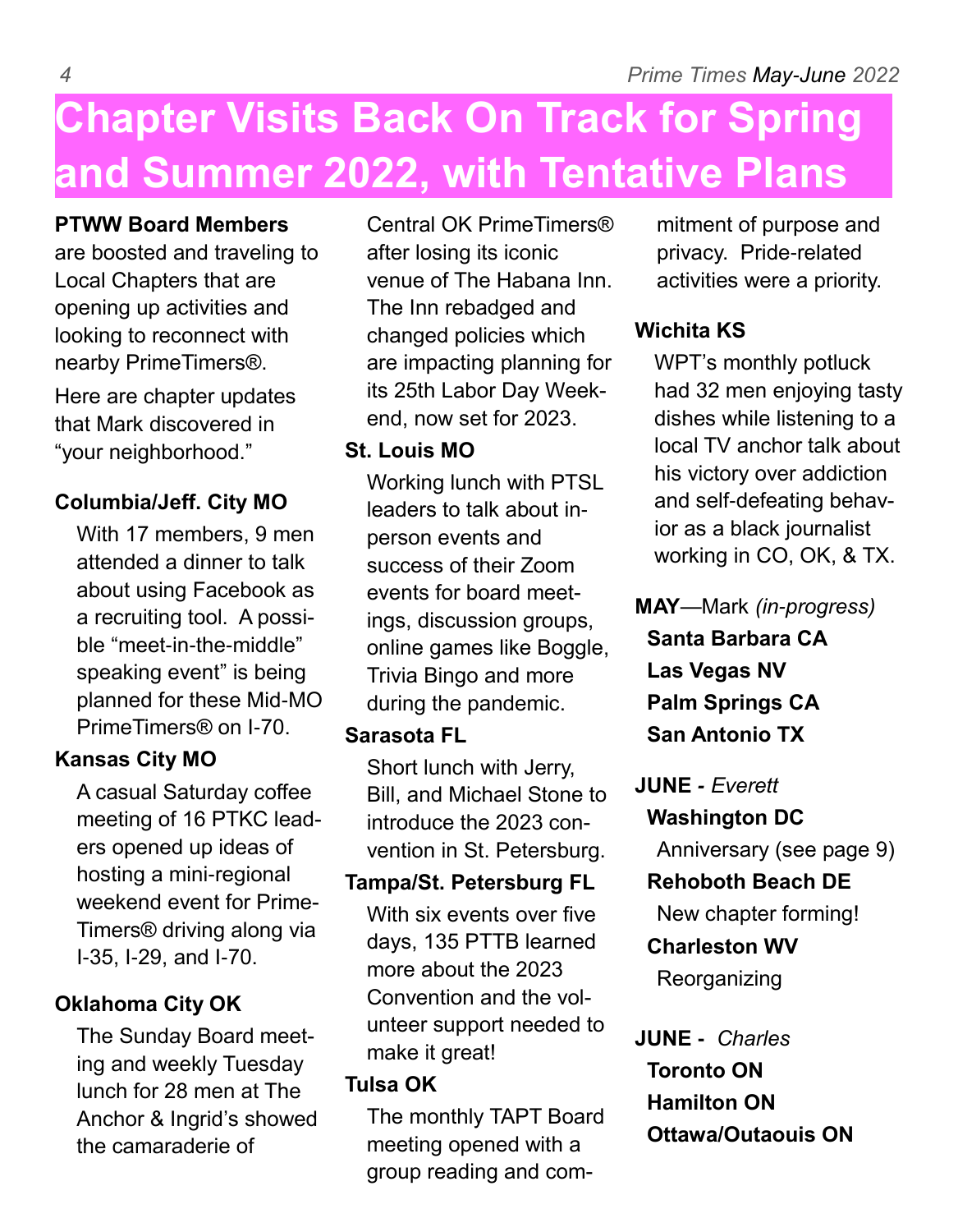# Chapter Visits Back On Track for Spring and Summer 2022, with Tentative Plans

**PTWW Board Members** are boosted and traveling to Local Chapters that are opening up activities and looking to reconnect with nearby PrimeTimers®.

Here are chapter updates that Mark discovered in "your neighborhood."

**Columbia/Jeff. City MO**

With 17 members, 9 men attended a dinner to talk about using Facebook as a recruiting tool. A possible "meet-in-the-middle" speaking event" is being planned for these Mid-MO PrimeTimers® on I-70.

**Kansas City MO**

A casual Saturday coffee meeting of 16 PTKC leaders opened up ideas of hosting a mini-regional weekend event for PrimeTimers® driving along via I-35, I-29, and I-70.

**Oklahoma City OK**

The Sunday Board meeting and weekly Tuesday lunch for 28 men at The Anchor & Ingrid's showed the camaraderie of Central OK PrimeTimers® after losing its iconic venue of The Habana Inn. The Inn rebadged and changed policies which are impacting planning for its 25th Labor Day Weekend, now set for 2023.

**St. Louis MO**

Working lunch with PTSL leaders to talk about in-person events and success of their Zoom events for board meetings, discussion groups, online games like Boggle, Trivia Bingo and more during the pandemic.

**Sarasota FL**

Short lunch with Jerry, Bill, and Michael Stone to introduce the 2023 convention in St. Petersburg.

**Tampa/St. Petersburg FL**

With six events over five days, 135 PTTB learned more about the 2023 Convention and the volunteer support needed to make it great!

**Tulsa OK**

The monthly TAPT Board meeting opened with a group reading and commitment of purpose and privacy. Pride-related activities were a priority.

**Wichita KS**

WPT's monthly potluck had 32 men enjoying tasty dishes while listening to a local TV anchor talk about his victory over addiction and self-defeating behavior as a black journalist working in CO, OK, & TX.

**MAY**—Mark *(in-progress)*

- **Santa Barbara CA**
- **Las Vegas NV**
- **Palm Springs CA**
- **San Antonio TX**

**JUNE -** *Everett*

- **Washington DC**
  Anniversary (see page 9)
- **Rehoboth Beach DE**
  New chapter forming!
- **Charleston WV**
  Reorganizing

**JUNE -** *Charles*

- **Toronto ON**
- **Hamilton ON**
- **Ottawa/Outaouis ON**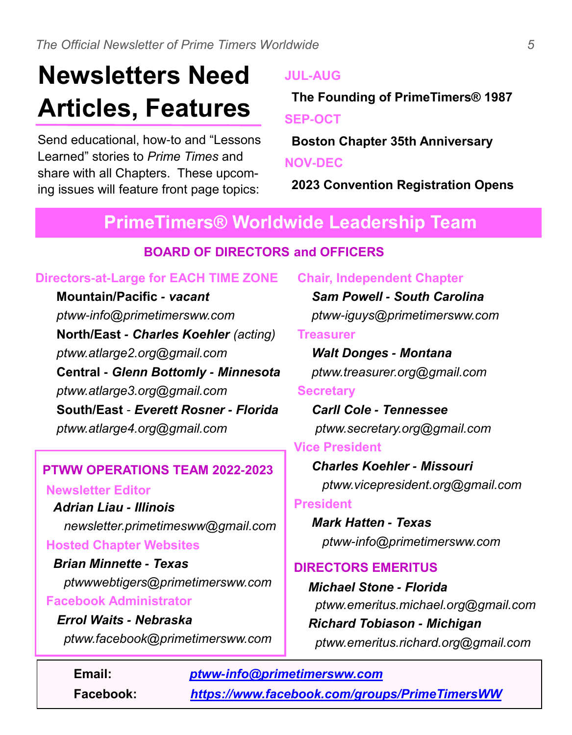# Newsletters Need Articles, Features

Send educational, how-to and "Lessons Learned" stories to *Prime Times* and share with all Chapters. These upcoming issues will feature front page topics:

**JUL-AUG**

**The Founding of PrimeTimers® 1987**

**SEP-OCT**

**Boston Chapter 35th Anniversary**

**NOV-DEC**

**2023 Convention Registration Opens**

## PrimeTimers® Worldwide Leadership Team

### BOARD OF DIRECTORS and OFFICERS

**Directors-at-Large for EACH TIME ZONE**

**Mountain/Pacific** - ***vacant***
*ptww-info@primetimersww.com*

**North/East** - ***Charles Koehler*** *(acting)*
*ptww.atlarge2.org@gmail.com*

**Central** - ***Glenn Bottomly - Minnesota***
*ptww.atlarge3.org@gmail.com*

**South/East** - ***Everett Rosner - Florida***
*ptww.atlarge4.org@gmail.com*

**PTWW OPERATIONS TEAM 2022-2023**

**Newsletter Editor**
***Adrian Liau - Illinois***
*newsletter.primetimesww@gmail.com*

**Hosted Chapter Websites**
***Brian Minnette - Texas***
*ptwwwebtigers@primetimersww.com*

**Facebook Administrator**
***Errol Waits - Nebraska***
*ptww.facebook@primetimersww.com*

**Chair, Independent Chapter**
***Sam Powell - South Carolina***
*ptww-iguys@primetimersww.com*

**Treasurer**
***Walt Donges - Montana***
*ptww.treasurer.org@gmail.com*

**Secretary**
***Carll Cole - Tennessee***
*ptww.secretary.org@gmail.com*

**Vice President**
***Charles Koehler - Missouri***
*ptww.vicepresident.org@gmail.com*

**President**
***Mark Hatten - Texas***
*ptww-info@primetimersww.com*

**DIRECTORS EMERITUS**

***Michael Stone - Florida***
*ptww.emeritus.michael.org@gmail.com*

***Richard Tobiason - Michigan***
*ptww.emeritus.richard.org@gmail.com*

**Email:** ***ptww-info@primetimersww.com***

**Facebook:** ***https://www.facebook.com/groups/PrimeTimersWW***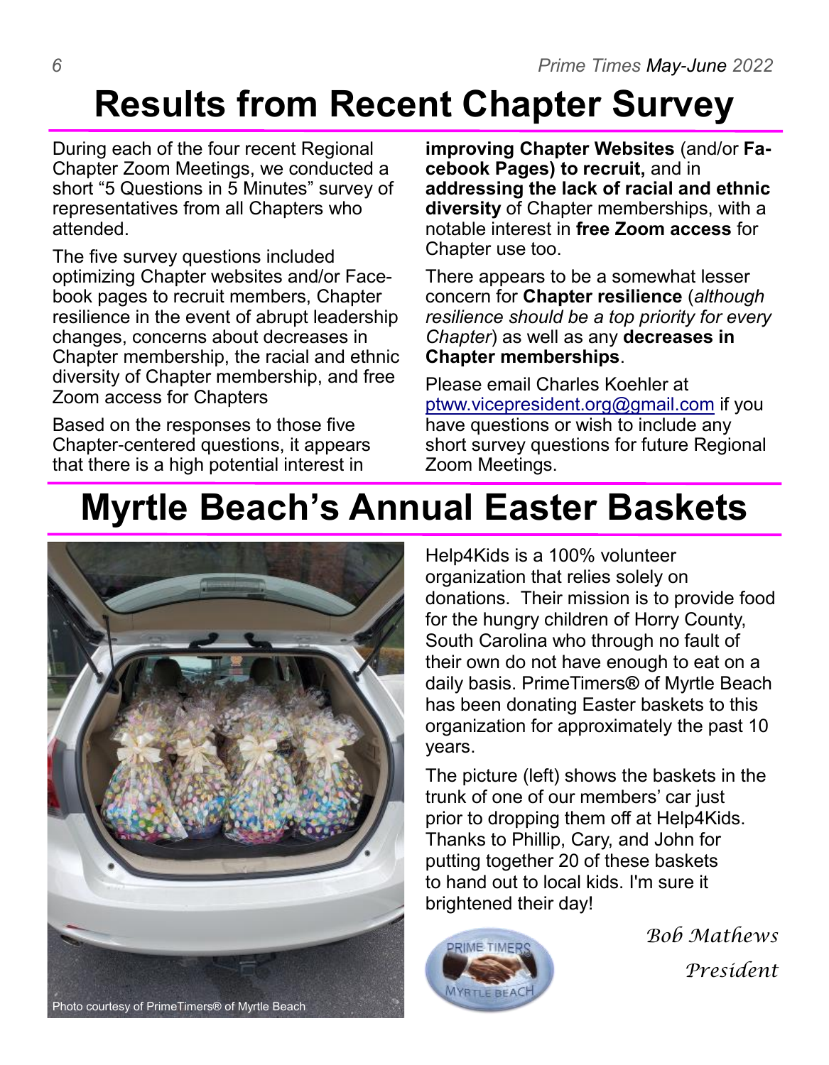# Results from Recent Chapter Survey

During each of the four recent Regional Chapter Zoom Meetings, we conducted a short "5 Questions in 5 Minutes" survey of representatives from all Chapters who attended.

The five survey questions included optimizing Chapter websites and/or Facebook pages to recruit members, Chapter resilience in the event of abrupt leadership changes, concerns about decreases in Chapter membership, the racial and ethnic diversity of Chapter membership, and free Zoom access for Chapters

Based on the responses to those five Chapter-centered questions, it appears that there is a high potential interest in **improving Chapter Websites** (and/or **Facebook Pages) to recruit,** and in **addressing the lack of racial and ethnic diversity** of Chapter memberships, with a notable interest in **free Zoom access** for Chapter use too.

There appears to be a somewhat lesser concern for **Chapter resilience** (*although resilience should be a top priority for every Chapter*) as well as any **decreases in Chapter memberships**.

Please email Charles Koehler at ptww.vicepresident.org@gmail.com if you have questions or wish to include any short survey questions for future Regional Zoom Meetings.

# Myrtle Beach's Annual Easter Baskets

Photo courtesy of PrimeTimers® of Myrtle Beach

Help4Kids is a 100% volunteer organization that relies solely on donations. Their mission is to provide food for the hungry children of Horry County, South Carolina who through no fault of their own do not have enough to eat on a daily basis. PrimeTimers® of Myrtle Beach has been donating Easter baskets to this organization for approximately the past 10 years.

The picture (left) shows the baskets in the trunk of one of our members' car just prior to dropping them off at Help4Kids. Thanks to Phillip, Cary, and John for putting together 20 of these baskets to hand out to local kids. I'm sure it brightened their day!

*Bob Mathews*

*President*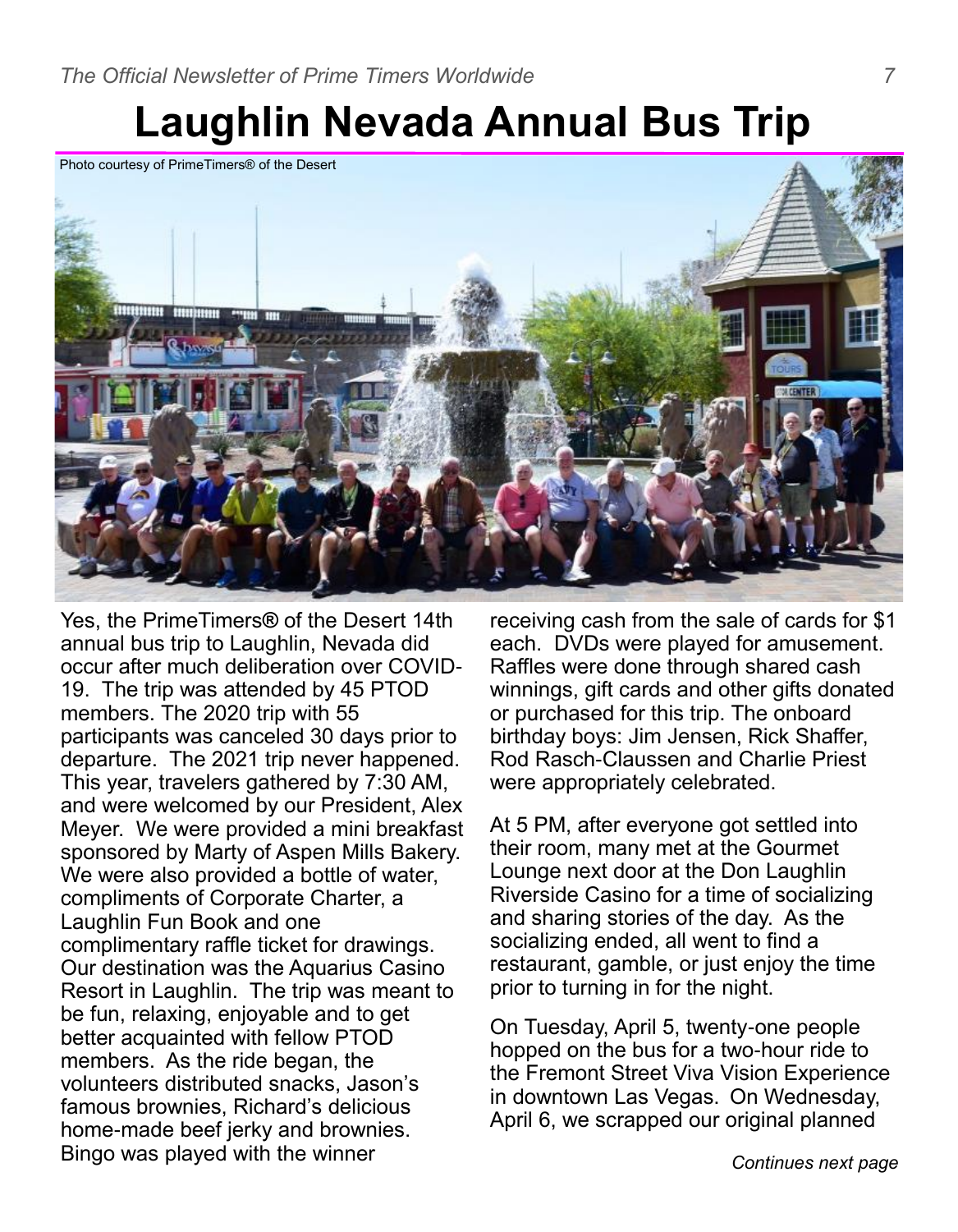# Laughlin Nevada Annual Bus Trip

Photo courtesy of PrimeTimers® of the Desert

Yes, the PrimeTimers® of the Desert 14th annual bus trip to Laughlin, Nevada did occur after much deliberation over COVID-19. The trip was attended by 45 PTOD members. The 2020 trip with 55 participants was canceled 30 days prior to departure. The 2021 trip never happened. This year, travelers gathered by 7:30 AM, and were welcomed by our President, Alex Meyer. We were provided a mini breakfast sponsored by Marty of Aspen Mills Bakery. We were also provided a bottle of water, compliments of Corporate Charter, a Laughlin Fun Book and one complimentary raffle ticket for drawings. Our destination was the Aquarius Casino Resort in Laughlin. The trip was meant to be fun, relaxing, enjoyable and to get better acquainted with fellow PTOD members. As the ride began, the volunteers distributed snacks, Jason's famous brownies, Richard's delicious home-made beef jerky and brownies. Bingo was played with the winner receiving cash from the sale of cards for $1 each. DVDs were played for amusement. Raffles were done through shared cash winnings, gift cards and other gifts donated or purchased for this trip. The onboard birthday boys: Jim Jensen, Rick Shaffer, Rod Rasch-Claussen and Charlie Priest were appropriately celebrated.

At 5 PM, after everyone got settled into their room, many met at the Gourmet Lounge next door at the Don Laughlin Riverside Casino for a time of socializing and sharing stories of the day. As the socializing ended, all went to find a restaurant, gamble, or just enjoy the time prior to turning in for the night.

On Tuesday, April 5, twenty-one people hopped on the bus for a two-hour ride to the Fremont Street Viva Vision Experience in downtown Las Vegas. On Wednesday, April 6, we scrapped our original planned

*Continues next page*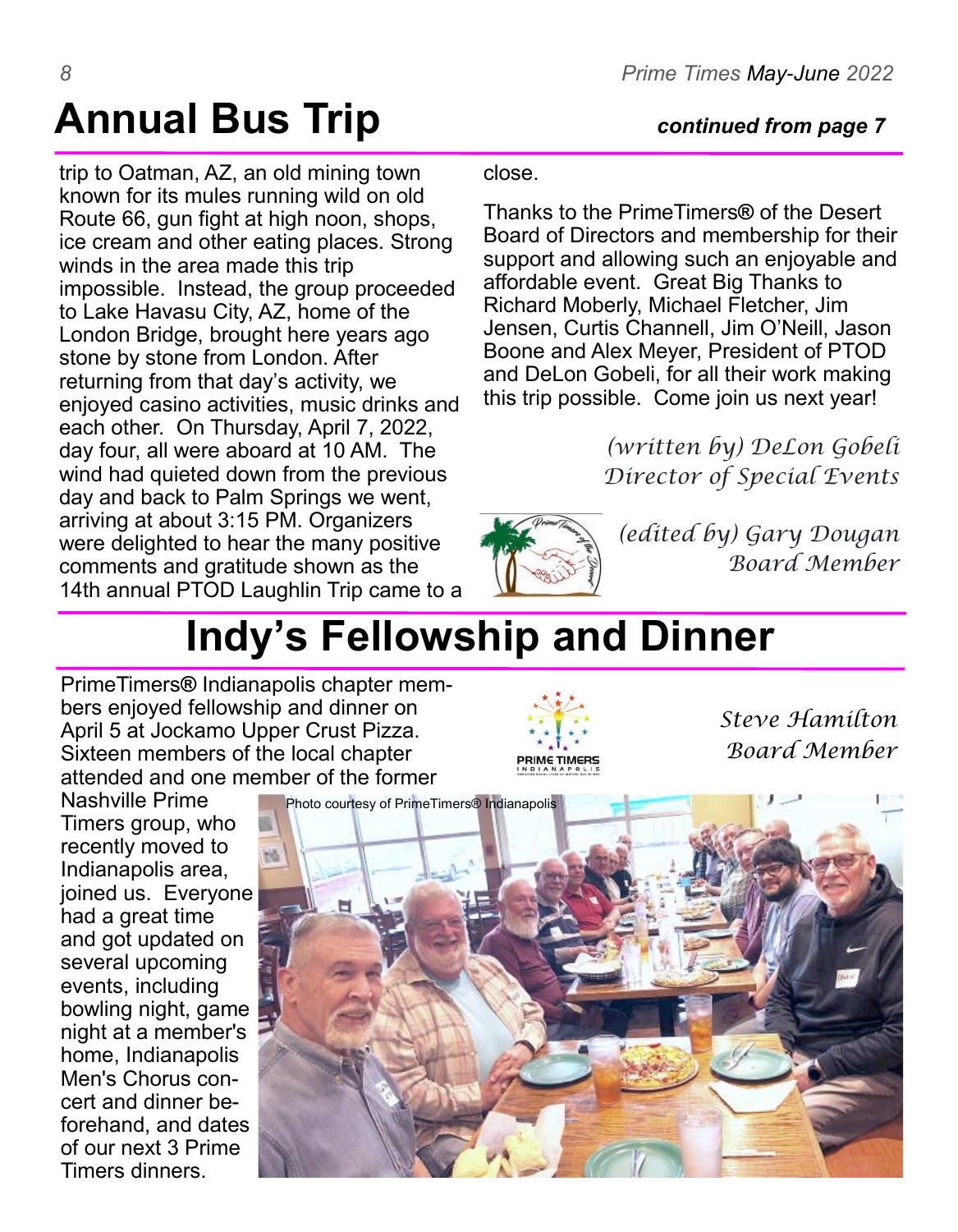# Annual Bus Trip

***continued from page 7***

trip to Oatman, AZ, an old mining town known for its mules running wild on old Route 66, gun fight at high noon, shops, ice cream and other eating places. Strong winds in the area made this trip impossible. Instead, the group proceeded to Lake Havasu City, AZ, home of the London Bridge, brought here years ago stone by stone from London. After returning from that day's activity, we enjoyed casino activities, music drinks and each other. On Thursday, April 7, 2022, day four, all were aboard at 10 AM. The wind had quieted down from the previous day and back to Palm Springs we went, arriving at about 3:15 PM. Organizers were delighted to hear the many positive comments and gratitude shown as the 14th annual PTOD Laughlin Trip came to a close.

Thanks to the PrimeTimers® of the Desert Board of Directors and membership for their support and allowing such an enjoyable and affordable event. Great Big Thanks to Richard Moberly, Michael Fletcher, Jim Jensen, Curtis Channell, Jim O'Neill, Jason Boone and Alex Meyer, President of PTOD and DeLon Gobeli, for all their work making this trip possible. Come join us next year!

*(written by) DeLon Gobeli*
*Director of Special Events*

*(edited by) Gary Dougan*
*Board Member*

# Indy's Fellowship and Dinner

PrimeTimers® Indianapolis chapter members enjoyed fellowship and dinner on April 5 at Jockamo Upper Crust Pizza. Sixteen members of the local chapter attended and one member of the former Nashville Prime Timers group, who recently moved to Indianapolis area, joined us. Everyone had a great time and got updated on several upcoming events, including bowling night, game night at a member's home, Indianapolis Men's Chorus concert and dinner beforehand, and dates of our next 3 Prime Timers dinners.

*Steve Hamilton*
*Board Member*

Photo courtesy of PrimeTimers® Indianapolis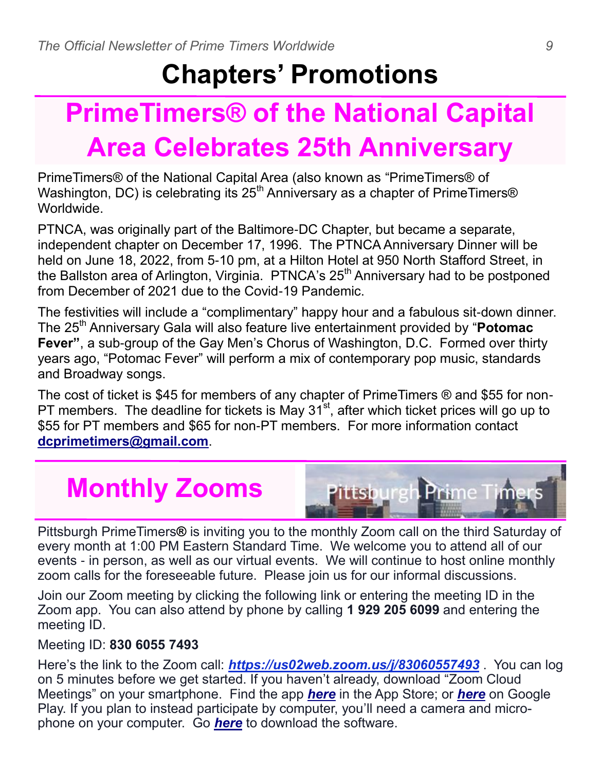# Chapters' Promotions

## PrimeTimers® of the National Capital Area Celebrates 25th Anniversary

PrimeTimers® of the National Capital Area (also known as "PrimeTimers® of Washington, DC) is celebrating its 25th Anniversary as a chapter of PrimeTimers® Worldwide.

PTNCA, was originally part of the Baltimore-DC Chapter, but became a separate, independent chapter on December 17, 1996. The PTNCA Anniversary Dinner will be held on June 18, 2022, from 5-10 pm, at a Hilton Hotel at 950 North Stafford Street, in the Ballston area of Arlington, Virginia. PTNCA's 25th Anniversary had to be postponed from December of 2021 due to the Covid-19 Pandemic.

The festivities will include a "complimentary" happy hour and a fabulous sit-down dinner. The 25th Anniversary Gala will also feature live entertainment provided by "**Potomac Fever"**, a sub-group of the Gay Men's Chorus of Washington, D.C. Formed over thirty years ago, "Potomac Fever" will perform a mix of contemporary pop music, standards and Broadway songs.

The cost of ticket is $45 for members of any chapter of PrimeTimers ® and $55 for non-PT members. The deadline for tickets is May 31st, after which ticket prices will go up to $55 for PT members and $65 for non-PT members. For more information contact **dcprimetimers@gmail.com**.

## Monthly Zooms

Pittsburgh Prime Timers

Pittsburgh PrimeTimers**®** is inviting you to the monthly Zoom call on the third Saturday of every month at 1:00 PM Eastern Standard Time. We welcome you to attend all of our events - in person, as well as our virtual events. We will continue to host online monthly zoom calls for the foreseeable future. Please join us for our informal discussions.

Join our Zoom meeting by clicking the following link or entering the meeting ID in the Zoom app. You can also attend by phone by calling **1 929 205 6099** and entering the meeting ID.

Meeting ID: **830 6055 7493**

Here's the link to the Zoom call: ***https://us02web.zoom.us/j/83060557493*** . You can log on 5 minutes before we get started. If you haven't already, download "Zoom Cloud Meetings" on your smartphone. Find the app ***here*** in the App Store; or ***here*** on Google Play. If you plan to instead participate by computer, you'll need a camera and microphone on your computer. Go ***here*** to download the software.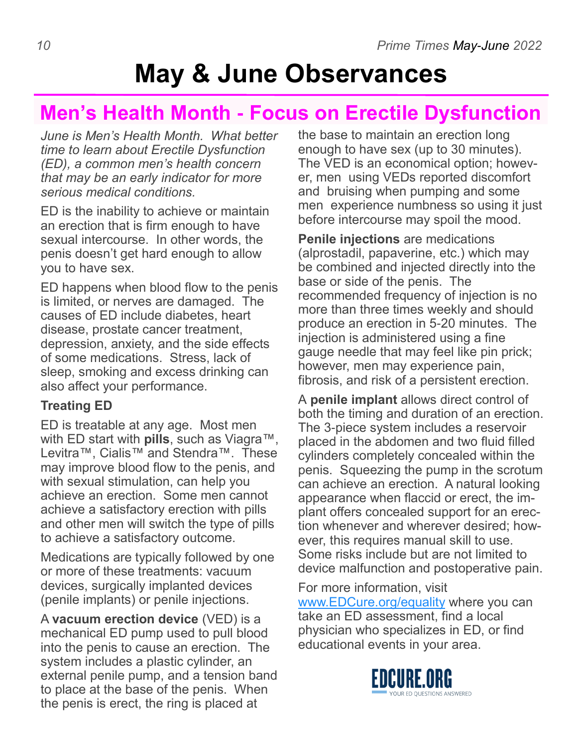# May & June Observances

## Men's Health Month - Focus on Erectile Dysfunction

*June is Men's Health Month. What better time to learn about Erectile Dysfunction (ED), a common men's health concern that may be an early indicator for more serious medical conditions.*

ED is the inability to achieve or maintain an erection that is firm enough to have sexual intercourse. In other words, the penis doesn't get hard enough to allow you to have sex.

ED happens when blood flow to the penis is limited, or nerves are damaged. The causes of ED include diabetes, heart disease, prostate cancer treatment, depression, anxiety, and the side effects of some medications. Stress, lack of sleep, smoking and excess drinking can also affect your performance.

### Treating ED

ED is treatable at any age. Most men with ED start with **pills**, such as Viagra™, Levitra™, Cialis™ and Stendra™. These may improve blood flow to the penis, and with sexual stimulation, can help you achieve an erection. Some men cannot achieve a satisfactory erection with pills and other men will switch the type of pills to achieve a satisfactory outcome.

Medications are typically followed by one or more of these treatments: vacuum devices, surgically implanted devices (penile implants) or penile injections.

A **vacuum erection device** (VED) is a mechanical ED pump used to pull blood into the penis to cause an erection. The system includes a plastic cylinder, an external penile pump, and a tension band to place at the base of the penis. When the penis is erect, the ring is placed at the base to maintain an erection long enough to have sex (up to 30 minutes). The VED is an economical option; however, men using VEDs reported discomfort and bruising when pumping and some men experience numbness so using it just before intercourse may spoil the mood.

**Penile injections** are medications (alprostadil, papaverine, etc.) which may be combined and injected directly into the base or side of the penis. The recommended frequency of injection is no more than three times weekly and should produce an erection in 5-20 minutes. The injection is administered using a fine gauge needle that may feel like pin prick; however, men may experience pain, fibrosis, and risk of a persistent erection.

A **penile implant** allows direct control of both the timing and duration of an erection. The 3-piece system includes a reservoir placed in the abdomen and two fluid filled cylinders completely concealed within the penis. Squeezing the pump in the scrotum can achieve an erection. A natural looking appearance when flaccid or erect, the implant offers concealed support for an erection whenever and wherever desired; however, this requires manual skill to use. Some risks include but are not limited to device malfunction and postoperative pain.

For more information, visit [www.EDCure.org/equality](www.EDCure.org/equality) where you can take an ED assessment, find a local physician who specializes in ED, or find educational events in your area.

EDCURE.ORG
YOUR ED QUESTIONS ANSWERED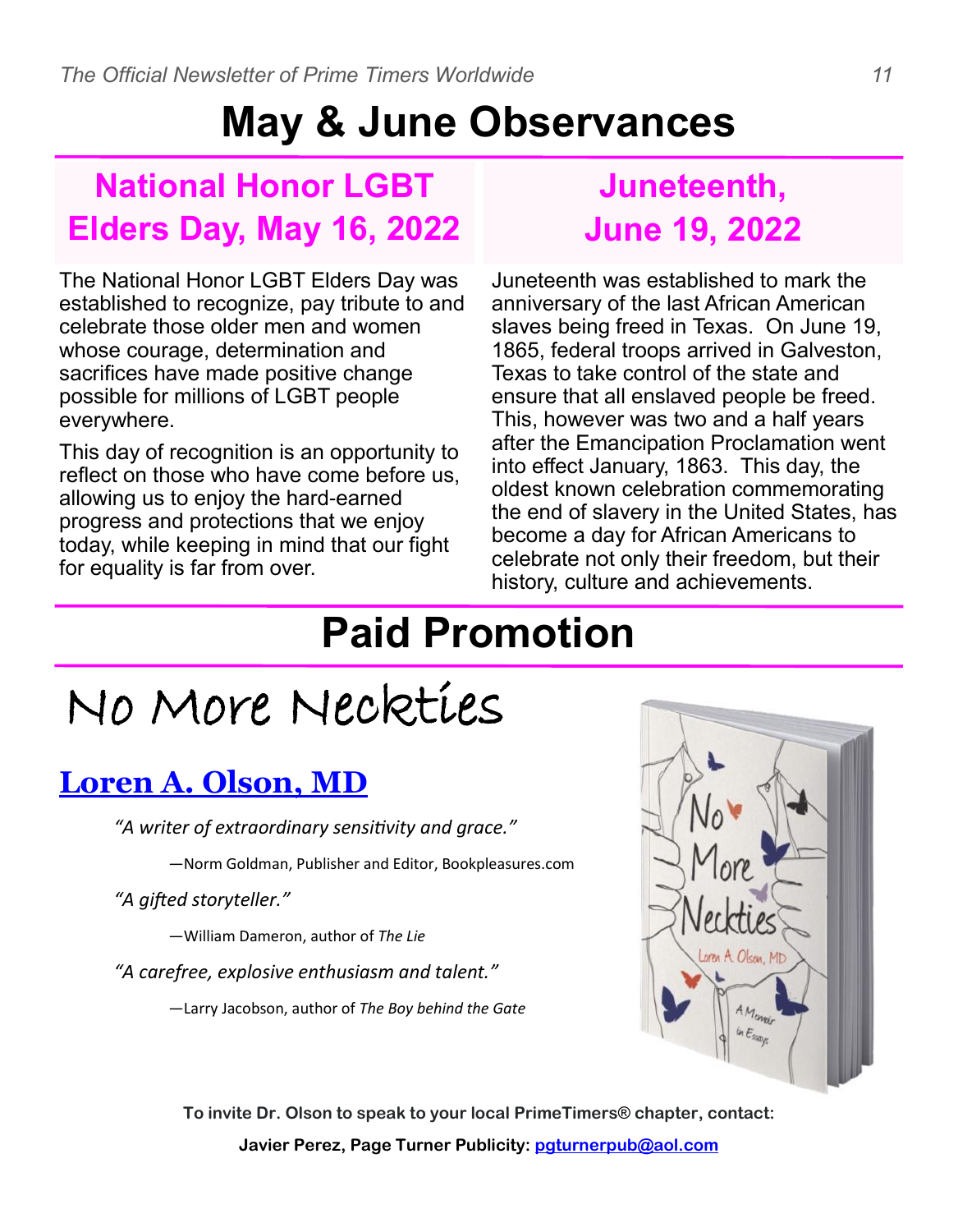# May & June Observances

## National Honor LGBT Elders Day, May 16, 2022

The National Honor LGBT Elders Day was established to recognize, pay tribute to and celebrate those older men and women whose courage, determination and sacrifices have made positive change possible for millions of LGBT people everywhere.

This day of recognition is an opportunity to reflect on those who have come before us, allowing us to enjoy the hard-earned progress and protections that we enjoy today, while keeping in mind that our fight for equality is far from over.

## Juneteenth, June 19, 2022

Juneteenth was established to mark the anniversary of the last African American slaves being freed in Texas. On June 19, 1865, federal troops arrived in Galveston, Texas to take control of the state and ensure that all enslaved people be freed. This, however was two and a half years after the Emancipation Proclamation went into effect January, 1863. This day, the oldest known celebration commemorating the end of slavery in the United States, has become a day for African Americans to celebrate not only their freedom, but their history, culture and achievements.

# Paid Promotion

## No More Neckties

### Loren A. Olson, MD

*"A writer of extraordinary sensitivity and grace."*

—Norm Goldman, Publisher and Editor, Bookpleasures.com

*"A gifted storyteller."*

—William Dameron, author of *The Lie*

*"A carefree, explosive enthusiasm and talent."*

—Larry Jacobson, author of *The Boy behind the Gate*

**To invite Dr. Olson to speak to your local PrimeTimers® chapter, contact:**

**Javier Perez, Page Turner Publicity: pgturnerpub@aol.com**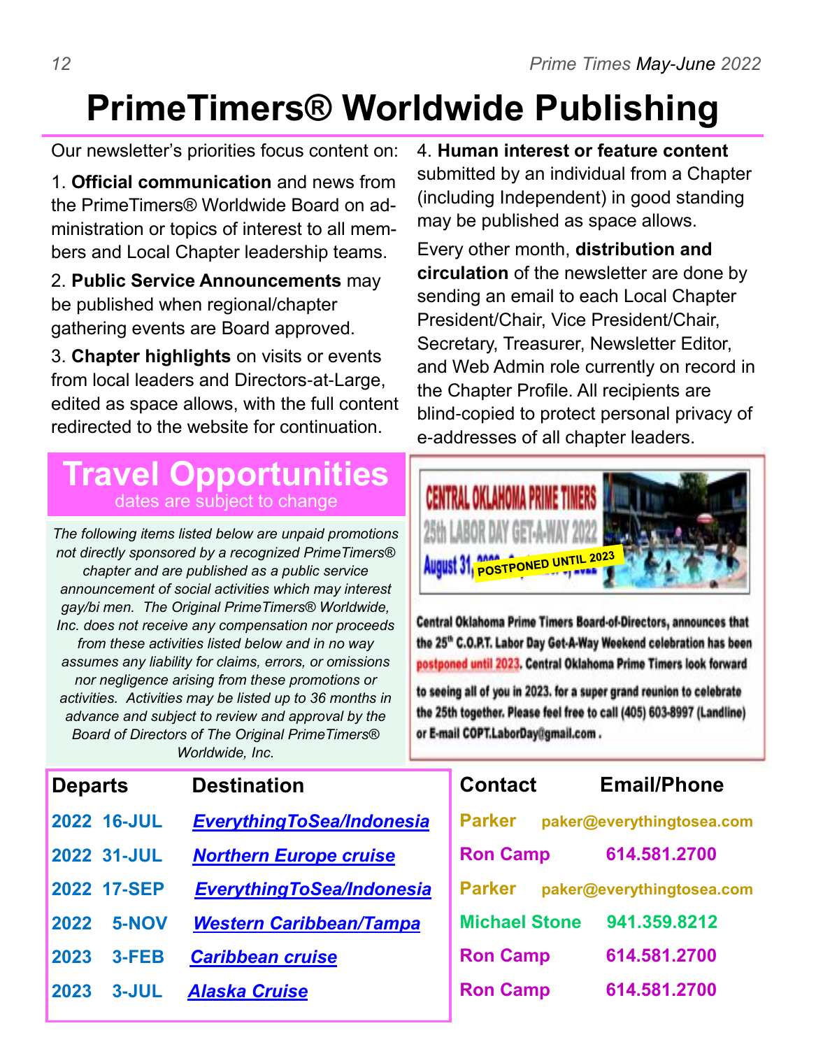# PrimeTimers® Worldwide Publishing

Our newsletter's priorities focus content on:

1. **Official communication** and news from the PrimeTimers® Worldwide Board on administration or topics of interest to all members and Local Chapter leadership teams.

2. **Public Service Announcements** may be published when regional/chapter gathering events are Board approved.

3. **Chapter highlights** on visits or events from local leaders and Directors-at-Large, edited as space allows, with the full content redirected to the website for continuation.

4. **Human interest or feature content** submitted by an individual from a Chapter (including Independent) in good standing may be published as space allows.

Every other month, **distribution and circulation** of the newsletter are done by sending an email to each Local Chapter President/Chair, Vice President/Chair, Secretary, Treasurer, Newsletter Editor, and Web Admin role currently on record in the Chapter Profile. All recipients are blind-copied to protect personal privacy of e-addresses of all chapter leaders.

## Travel Opportunities

dates are subject to change

*The following items listed below are unpaid promotions not directly sponsored by a recognized PrimeTimers® chapter and are published as a public service announcement of social activities which may interest gay/bi men. The Original PrimeTimers® Worldwide, Inc. does not receive any compensation nor proceeds from these activities listed below and in no way assumes any liability for claims, errors, or omissions nor negligence arising from these promotions or activities. Activities may be listed up to 36 months in advance and subject to review and approval by the Board of Directors of The Original PrimeTimers® Worldwide, Inc.*

CENTRAL OKLAHOMA PRIME TIMERS
25th LABOR DAY GET-A-WAY 2022
August 31, 2022 – POSTPONED UNTIL 2023

Central Oklahoma Prime Timers Board-of-Directors, announces that the 25th C.O.P.T. Labor Day Get-A-Way Weekend celebration has been postponed until 2023. Central Oklahoma Prime Timers look forward to seeing all of you in 2023. for a super grand reunion to celebrate the 25th together. Please feel free to call (405) 603-8997 (Landline) or E-mail COPT.LaborDay@gmail.com .

| Departs | Destination | Contact | Email/Phone |
|---|---|---|---|
| 2022 16-JUL | EverythingToSea/Indonesia | Parker | paker@everythingtosea.com |
| 2022 31-JUL | Northern Europe cruise | Ron Camp | 614.581.2700 |
| 2022 17-SEP | EverythingToSea/Indonesia | Parker | paker@everythingtosea.com |
| 2022 5-NOV | Western Caribbean/Tampa | Michael Stone | 941.359.8212 |
| 2023 3-FEB | Caribbean cruise | Ron Camp | 614.581.2700 |
| 2023 3-JUL | Alaska Cruise | Ron Camp | 614.581.2700 |